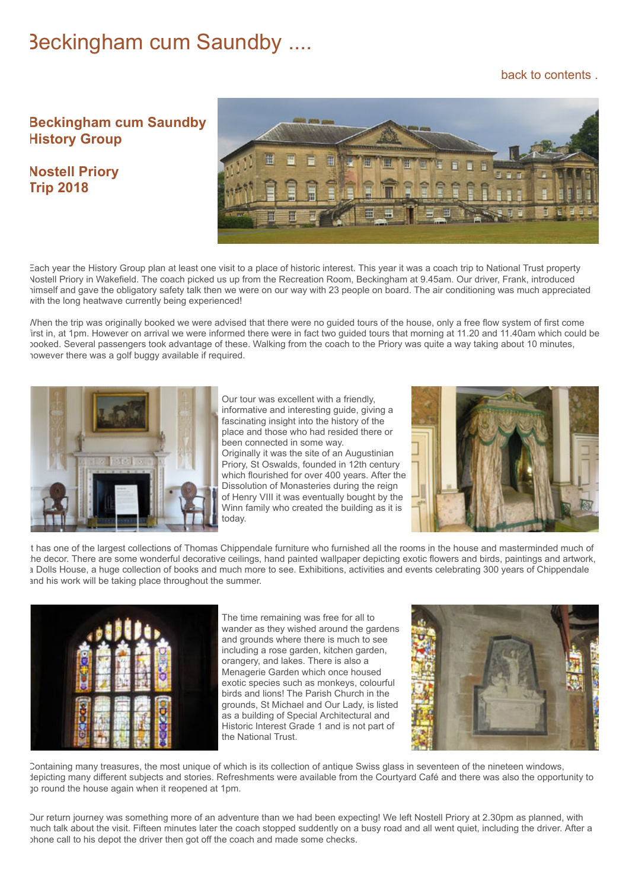# Beckingham cum Saundby ....

back to contents .

## Beckingham cum Saundby History Group

## Nostell Priory Trip 2018

Each year the History Group plan at least one visit to a place of historic interest. This year it was a coach trip to National Trust property Nostell Priory in Wakefield. The coach picked us up from the Recreation Room, Beckingham at 9.45am. Our driver, Frank, introduced himself and gave the obligatory safety talk then we were on our way with 23 people on board. The air conditioning was much appreciated with the long heatwave currently being experienced!

When the trip was originally booked we were advised that there were no guided tours of the house, only a free flow system of first come first in, at 1pm. However on arrival we were informed there were in fact two guided tours that morning at 11.20 and 11.40am which could be booked. Several passengers took advantage of these. Walking from the coach to the Priory was quite a way taking about 10 minutes, however there was a golf buggy available if required.

Our tour was excellent with a friendly, informative and interesting guide, giving a fascinating insight into the history of the place and those who had resided there or been connected in some way.
Originally it was the site of an Augustinian Priory, St Oswalds, founded in 12th century which flourished for over 400 years. After the Dissolution of Monasteries during the reign of Henry VIII it was eventually bought by the Winn family who created the building as it is today.

It has one of the largest collections of Thomas Chippendale furniture who furnished all the rooms in the house and masterminded much of the decor. There are some wonderful decorative ceilings, hand painted wallpaper depicting exotic flowers and birds, paintings and artwork, a Dolls House, a huge collection of books and much more to see. Exhibitions, activities and events celebrating 300 years of Chippendale and his work will be taking place throughout the summer.

The time remaining was free for all to wander as they wished around the gardens and grounds where there is much to see including a rose garden, kitchen garden, orangery, and lakes. There is also a Menagerie Garden which once housed exotic species such as monkeys, colourful birds and lions! The Parish Church in the grounds, St Michael and Our Lady, is listed as a building of Special Architectural and Historic Interest Grade 1 and is not part of the National Trust.

Containing many treasures, the most unique of which is its collection of antique Swiss glass in seventeen of the nineteen windows, depicting many different subjects and stories. Refreshments were available from the Courtyard Café and there was also the opportunity to go round the house again when it reopened at 1pm.

Our return journey was something more of an adventure than we had been expecting! We left Nostell Priory at 2.30pm as planned, with much talk about the visit. Fifteen minutes later the coach stopped suddenly on a busy road and all went quiet, including the driver. After a phone call to his depot the driver then got off the coach and made some checks.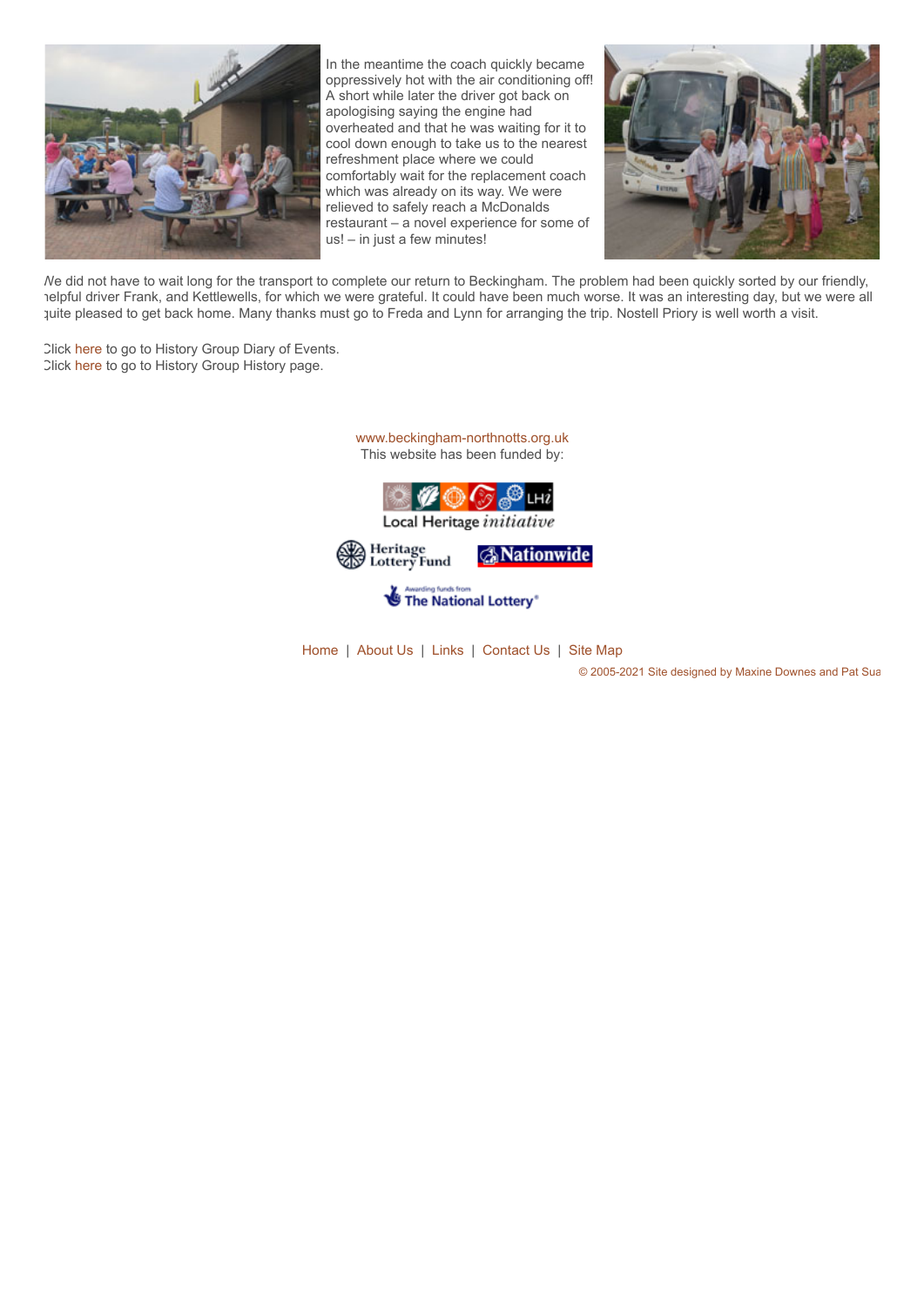In the meantime the coach quickly became oppressively hot with the air conditioning off! A short while later the driver got back on apologising saying the engine had overheated and that he was waiting for it to cool down enough to take us to the nearest refreshment place where we could comfortably wait for the replacement coach which was already on its way. We were relieved to safely reach a McDonalds restaurant – a novel experience for some of us! – in just a few minutes!

We did not have to wait long for the transport to complete our return to Beckingham. The problem had been quickly sorted by our friendly, helpful driver Frank, and Kettlewells, for which we were grateful. It could have been much worse. It was an interesting day, but we were all quite pleased to get back home. Many thanks must go to Freda and Lynn for arranging the trip. Nostell Priory is well worth a visit.

Click here to go to History Group Diary of Events.
Click here to go to History Group History page.

www.beckingham-northnotts.org.uk
This website has been funded by:

Local Heritage *initiative*

Heritage Lottery Fund

Nationwide

Awarding funds from The National Lottery

Home | About Us | Links | Contact Us | Site Map

© 2005-2021 Site designed by Maxine Downes and Pat Sua